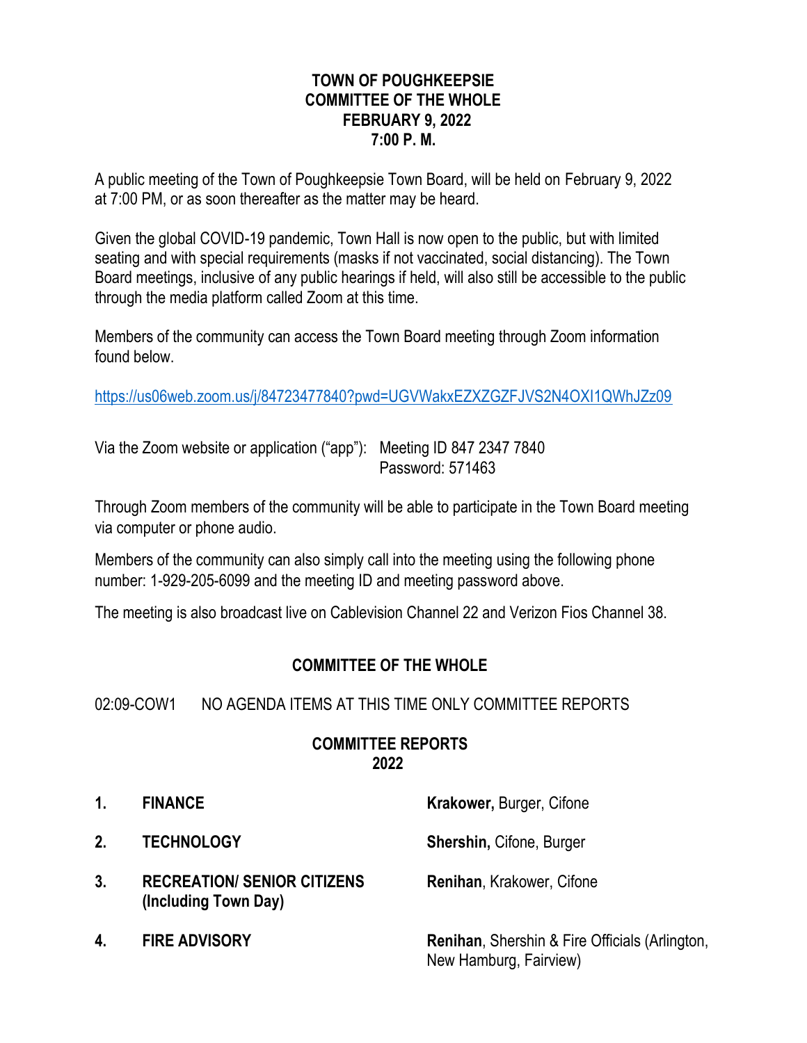# TOWN OF POUGHKEEPSIE
# COMMITTEE OF THE WHOLE
# FEBRUARY 9, 2022
# 7:00 P. M.

A public meeting of the Town of Poughkeepsie Town Board, will be held on February 9, 2022 at 7:00 PM, or as soon thereafter as the matter may be heard.

Given the global COVID-19 pandemic, Town Hall is now open to the public, but with limited seating and with special requirements (masks if not vaccinated, social distancing). The Town Board meetings, inclusive of any public hearings if held, will also still be accessible to the public through the media platform called Zoom at this time.

Members of the community can access the Town Board meeting through Zoom information found below.

https://us06web.zoom.us/j/84723477840?pwd=UGVWakxEZXZGZFJVS2N4OXI1QWhJZz09

Via the Zoom website or application ("app"): Meeting ID 847 2347 7840
Password: 571463

Through Zoom members of the community will be able to participate in the Town Board meeting via computer or phone audio.

Members of the community can also simply call into the meeting using the following phone number: 1-929-205-6099 and the meeting ID and meeting password above.

The meeting is also broadcast live on Cablevision Channel 22 and Verizon Fios Channel 38.

## COMMITTEE OF THE WHOLE

02:09-COW1 NO AGENDA ITEMS AT THIS TIME ONLY COMMITTEE REPORTS

## COMMITTEE REPORTS
## 2022

| | | |
|---|---|---|
| **1.** | **FINANCE** | **Krakower,** Burger, Cifone |
| **2.** | **TECHNOLOGY** | **Shershin,** Cifone, Burger |
| **3.** | **RECREATION/ SENIOR CITIZENS (Including Town Day)** | **Renihan**, Krakower, Cifone |
| **4.** | **FIRE ADVISORY** | **Renihan**, Shershin & Fire Officials (Arlington, New Hamburg, Fairview) |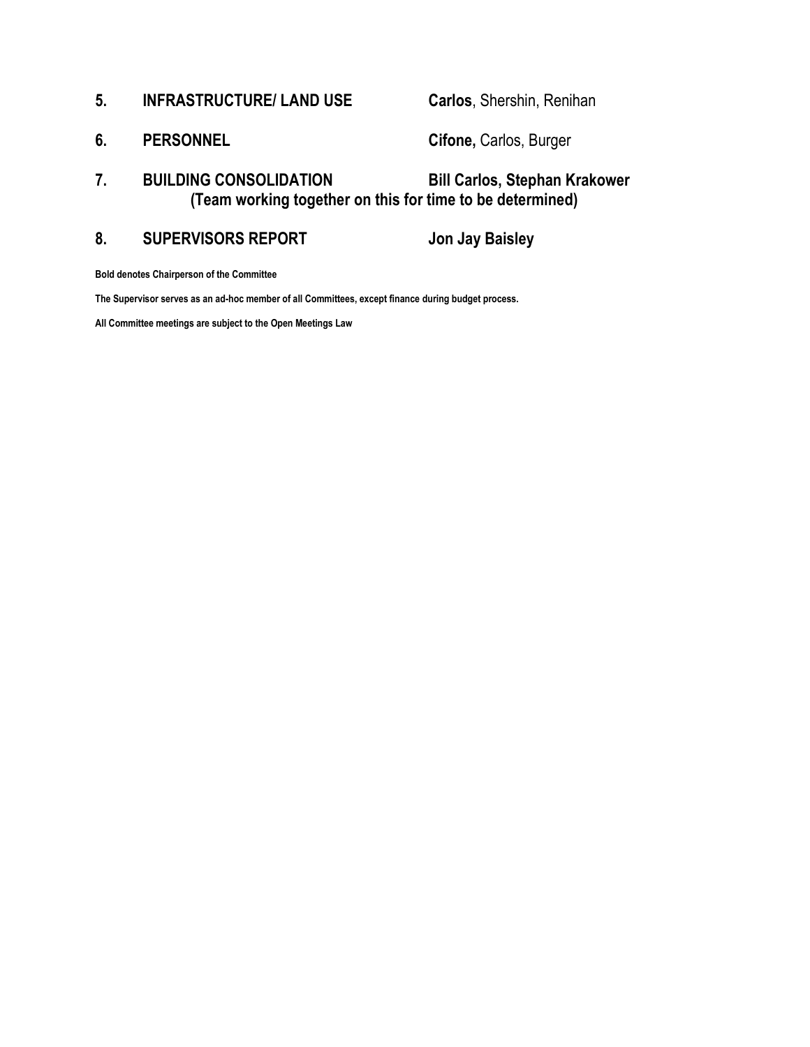**5. INFRASTRUCTURE/ LAND USE** **Carlos**, Shershin, Renihan

**6. PERSONNEL** **Cifone,** Carlos, Burger

**7. BUILDING CONSOLIDATION** **Bill Carlos, Stephan Krakower**
**(Team working together on this for time to be determined)**

**8. SUPERVISORS REPORT** **Jon Jay Baisley**

**Bold denotes Chairperson of the Committee**

**The Supervisor serves as an ad-hoc member of all Committees, except finance during budget process.**

**All Committee meetings are subject to the Open Meetings Law**